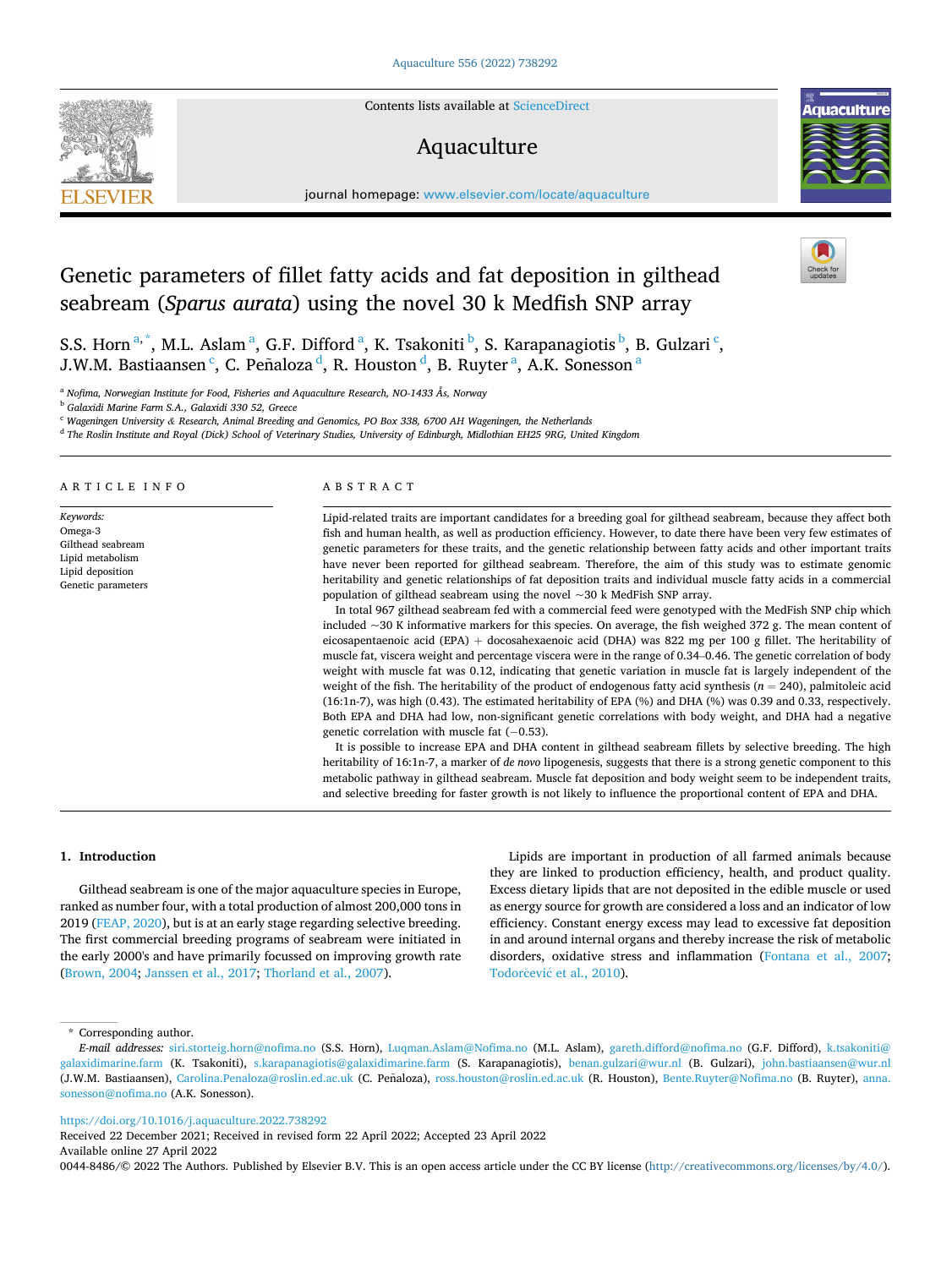# Genetic parameters of fillet fatty acids and fat deposition in gilthead seabream (*Sparus aurata*) using the novel 30 k Medfish SNP array

S.S. Horn [a,*], M.L. Aslam [a], G.F. Difford [a], K. Tsakoniti [b], S. Karapanagiotis [b], B. Gulzari [c], J.W.M. Bastiaansen [c], C. Peñaloza [d], R. Houston [d], B. Ruyter [a], A.K. Sonesson [a]

[a] *Nofima, Norwegian Institute for Food, Fisheries and Aquaculture Research, NO-1433 Ås, Norway*
[b] *Galaxidi Marine Farm S.A., Galaxidi 330 52, Greece*
[c] *Wageningen University & Research, Animal Breeding and Genomics, PO Box 338, 6700 AH Wageningen, the Netherlands*
[d] *The Roslin Institute and Royal (Dick) School of Veterinary Studies, University of Edinburgh, Midlothian EH25 9RG, United Kingdom*

## ARTICLE INFO

*Keywords:*
Omega-3
Gilthead seabream
Lipid metabolism
Lipid deposition
Genetic parameters

## ABSTRACT

Lipid-related traits are important candidates for a breeding goal for gilthead seabream, because they affect both fish and human health, as well as production efficiency. However, to date there have been very few estimates of genetic parameters for these traits, and the genetic relationship between fatty acids and other important traits have never been reported for gilthead seabream. Therefore, the aim of this study was to estimate genomic heritability and genetic relationships of fat deposition traits and individual muscle fatty acids in a commercial population of gilthead seabream using the novel ~30 k MedFish SNP array.

In total 967 gilthead seabream fed with a commercial feed were genotyped with the MedFish SNP chip which included ~30 K informative markers for this species. On average, the fish weighed 372 g. The mean content of eicosapentaenoic acid (EPA) + docosahexaenoic acid (DHA) was 822 mg per 100 g fillet. The heritability of muscle fat, viscera weight and percentage viscera were in the range of 0.34–0.46. The genetic correlation of body weight with muscle fat was 0.12, indicating that genetic variation in muscle fat is largely independent of the weight of the fish. The heritability of the product of endogenous fatty acid synthesis ($n = 240$), palmitoleic acid (16:1n-7), was high (0.43). The estimated heritability of EPA (%) and DHA (%) was 0.39 and 0.33, respectively. Both EPA and DHA had low, non-significant genetic correlations with body weight, and DHA had a negative genetic correlation with muscle fat (−0.53).

It is possible to increase EPA and DHA content in gilthead seabream fillets by selective breeding. The high heritability of 16:1n-7, a marker of *de novo* lipogenesis, suggests that there is a strong genetic component to this metabolic pathway in gilthead seabream. Muscle fat deposition and body weight seem to be independent traits, and selective breeding for faster growth is not likely to influence the proportional content of EPA and DHA.

## 1. Introduction

Gilthead seabream is one of the major aquaculture species in Europe, ranked as number four, with a total production of almost 200,000 tons in 2019 (FEAP, 2020), but is at an early stage regarding selective breeding. The first commercial breeding programs of seabream were initiated in the early 2000's and have primarily focussed on improving growth rate (Brown, 2004; Janssen et al., 2017; Thorland et al., 2007).

Lipids are important in production of all farmed animals because they are linked to production efficiency, health, and product quality. Excess dietary lipids that are not deposited in the edible muscle or used as energy source for growth are considered a loss and an indicator of low efficiency. Constant energy excess may lead to excessive fat deposition in and around internal organs and thereby increase the risk of metabolic disorders, oxidative stress and inflammation (Fontana et al., 2007; Todorčević et al., 2010).

* Corresponding author.
*E-mail addresses:* siri.storteig.horn@nofima.no (S.S. Horn), Luqman.Aslam@Nofima.no (M.L. Aslam), gareth.difford@nofima.no (G.F. Difford), k.tsakoniti@galaxidimarine.farm (K. Tsakoniti), s.karapanagiotis@galaxidimarine.farm (S. Karapanagiotis), benan.gulzari@wur.nl (B. Gulzari), john.bastiaansen@wur.nl (J.W.M. Bastiaansen), Carolina.Penaloza@roslin.ed.ac.uk (C. Peñaloza), ross.houston@roslin.ed.ac.uk (R. Houston), Bente.Ruyter@Nofima.no (B. Ruyter), anna.sonesson@nofima.no (A.K. Sonesson).

https://doi.org/10.1016/j.aquaculture.2022.738292
Received 22 December 2021; Received in revised form 22 April 2022; Accepted 23 April 2022
Available online 27 April 2022
0044-8486/© 2022 The Authors. Published by Elsevier B.V. This is an open access article under the CC BY license (http://creativecommons.org/licenses/by/4.0/).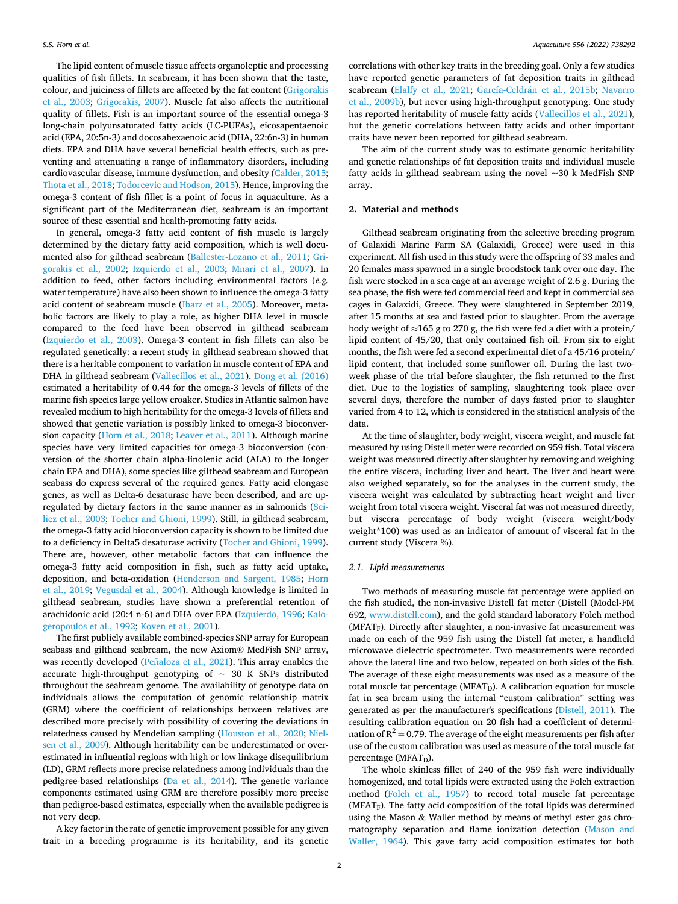The lipid content of muscle tissue affects organoleptic and processing qualities of fish fillets. In seabream, it has been shown that the taste, colour, and juiciness of fillets are affected by the fat content (Grigorakis et al., 2003; Grigorakis, 2007). Muscle fat also affects the nutritional quality of fillets. Fish is an important source of the essential omega-3 long-chain polyunsaturated fatty acids (LC-PUFAs), eicosapentaenoic acid (EPA, 20:5n-3) and docosahexaenoic acid (DHA, 22:6n-3) in human diets. EPA and DHA have several beneficial health effects, such as preventing and attenuating a range of inflammatory disorders, including cardiovascular disease, immune dysfunction, and obesity (Calder, 2015; Thota et al., 2018; Todorcevic and Hodson, 2015). Hence, improving the omega-3 content of fish fillet is a point of focus in aquaculture. As a significant part of the Mediterranean diet, seabream is an important source of these essential and health-promoting fatty acids.

In general, omega-3 fatty acid content of fish muscle is largely determined by the dietary fatty acid composition, which is well documented also for gilthead seabream (Ballester-Lozano et al., 2011; Grigorakis et al., 2002; Izquierdo et al., 2003; Mnari et al., 2007). In addition to feed, other factors including environmental factors (*e.g.* water temperature) have also been shown to influence the omega-3 fatty acid content of seabream muscle (Ibarz et al., 2005). Moreover, metabolic factors are likely to play a role, as higher DHA level in muscle compared to the feed have been observed in gilthead seabream (Izquierdo et al., 2003). Omega-3 content in fish fillets can also be regulated genetically: a recent study in gilthead seabream showed that there is a heritable component to variation in muscle content of EPA and DHA in gilthead seabream (Vallecillos et al., 2021). Dong et al. (2016) estimated a heritability of 0.44 for the omega-3 levels of fillets of the marine fish species large yellow croaker. Studies in Atlantic salmon have revealed medium to high heritability for the omega-3 levels of fillets and showed that genetic variation is possibly linked to omega-3 bioconversion capacity (Horn et al., 2018; Leaver et al., 2011). Although marine species have very limited capacities for omega-3 bioconversion (conversion of the shorter chain alpha-linolenic acid (ALA) to the longer chain EPA and DHA), some species like gilthead seabream and European seabass do express several of the required genes. Fatty acid elongase genes, as well as Delta-6 desaturase have been described, and are upregulated by dietary factors in the same manner as in salmonids (Seiliez et al., 2003; Tocher and Ghioni, 1999). Still, in gilthead seabream, the omega-3 fatty acid bioconversion capacity is shown to be limited due to a deficiency in Delta5 desaturase activity (Tocher and Ghioni, 1999). There are, however, other metabolic factors that can influence the omega-3 fatty acid composition in fish, such as fatty acid uptake, deposition, and beta-oxidation (Henderson and Sargent, 1985; Horn et al., 2019; Vegusdal et al., 2004). Although knowledge is limited in gilthead seabream, studies have shown a preferential retention of arachidonic acid (20:4 n-6) and DHA over EPA (Izquierdo, 1996; Kalogeropoulos et al., 1992; Koven et al., 2001).

The first publicly available combined-species SNP array for European seabass and gilthead seabream, the new Axiom® MedFish SNP array, was recently developed (Peñaloza et al., 2021). This array enables the accurate high-throughput genotyping of ~ 30 K SNPs distributed throughout the seabream genome. The availability of genotype data on individuals allows the computation of genomic relationship matrix (GRM) where the coefficient of relationships between relatives are described more precisely with possibility of covering the deviations in relatedness caused by Mendelian sampling (Houston et al., 2020; Nielsen et al., 2009). Although heritability can be underestimated or overestimated in influential regions with high or low linkage disequilibrium (LD), GRM reflects more precise relatedness among individuals than the pedigree-based relationships (Da et al., 2014). The genetic variance components estimated using GRM are therefore possibly more precise than pedigree-based estimates, especially when the available pedigree is not very deep.

A key factor in the rate of genetic improvement possible for any given trait in a breeding programme is its heritability, and its genetic correlations with other key traits in the breeding goal. Only a few studies have reported genetic parameters of fat deposition traits in gilthead seabream (Elalfy et al., 2021; García-Celdrán et al., 2015b; Navarro et al., 2009b), but never using high-throughput genotyping. One study has reported heritability of muscle fatty acids (Vallecillos et al., 2021), but the genetic correlations between fatty acids and other important traits have never been reported for gilthead seabream.

The aim of the current study was to estimate genomic heritability and genetic relationships of fat deposition traits and individual muscle fatty acids in gilthead seabream using the novel ~30 k MedFish SNP array.

## 2. Material and methods

Gilthead seabream originating from the selective breeding program of Galaxidi Marine Farm SA (Galaxidi, Greece) were used in this experiment. All fish used in this study were the offspring of 33 males and 20 females mass spawned in a single broodstock tank over one day. The fish were stocked in a sea cage at an average weight of 2.6 g. During the sea phase, the fish were fed commercial feed and kept in commercial sea cages in Galaxidi, Greece. They were slaughtered in September 2019, after 15 months at sea and fasted prior to slaughter. From the average body weight of ≈165 g to 270 g, the fish were fed a diet with a protein/lipid content of 45/20, that only contained fish oil. From six to eight months, the fish were fed a second experimental diet of a 45/16 protein/lipid content, that included some sunflower oil. During the last two-week phase of the trial before slaughter, the fish returned to the first diet. Due to the logistics of sampling, slaughtering took place over several days, therefore the number of days fasted prior to slaughter varied from 4 to 12, which is considered in the statistical analysis of the data.

At the time of slaughter, body weight, viscera weight, and muscle fat measured by using Distell meter were recorded on 959 fish. Total viscera weight was measured directly after slaughter by removing and weighing the entire viscera, including liver and heart. The liver and heart were also weighed separately, so for the analyses in the current study, the viscera weight was calculated by subtracting heart weight and liver weight from total viscera weight. Visceral fat was not measured directly, but viscera percentage of body weight (viscera weight/body weight*100) was used as an indicator of amount of visceral fat in the current study (Viscera %).

### 2.1. Lipid measurements

Two methods of measuring muscle fat percentage were applied on the fish studied, the non-invasive Distell fat meter (Distell (Model-FM 692, www.distell.com), and the gold standard laboratory Folch method ($MFAT_F$). Directly after slaughter, a non-invasive fat measurement was made on each of the 959 fish using the Distell fat meter, a handheld microwave dielectric spectrometer. Two measurements were recorded above the lateral line and two below, repeated on both sides of the fish. The average of these eight measurements was used as a measure of the total muscle fat percentage ($MFAT_D$). A calibration equation for muscle fat in sea bream using the internal "custom calibration" setting was generated as per the manufacturer's specifications (Distell, 2011). The resulting calibration equation on 20 fish had a coefficient of determination of $R^2 = 0.79$. The average of the eight measurements per fish after use of the custom calibration was used as measure of the total muscle fat percentage ($MFAT_D$).

The whole skinless fillet of 240 of the 959 fish were individually homogenized, and total lipids were extracted using the Folch extraction method (Folch et al., 1957) to record total muscle fat percentage ($MFAT_F$). The fatty acid composition of the total lipids was determined using the Mason & Waller method by means of methyl ester gas chromatography separation and flame ionization detection (Mason and Waller, 1964). This gave fatty acid composition estimates for both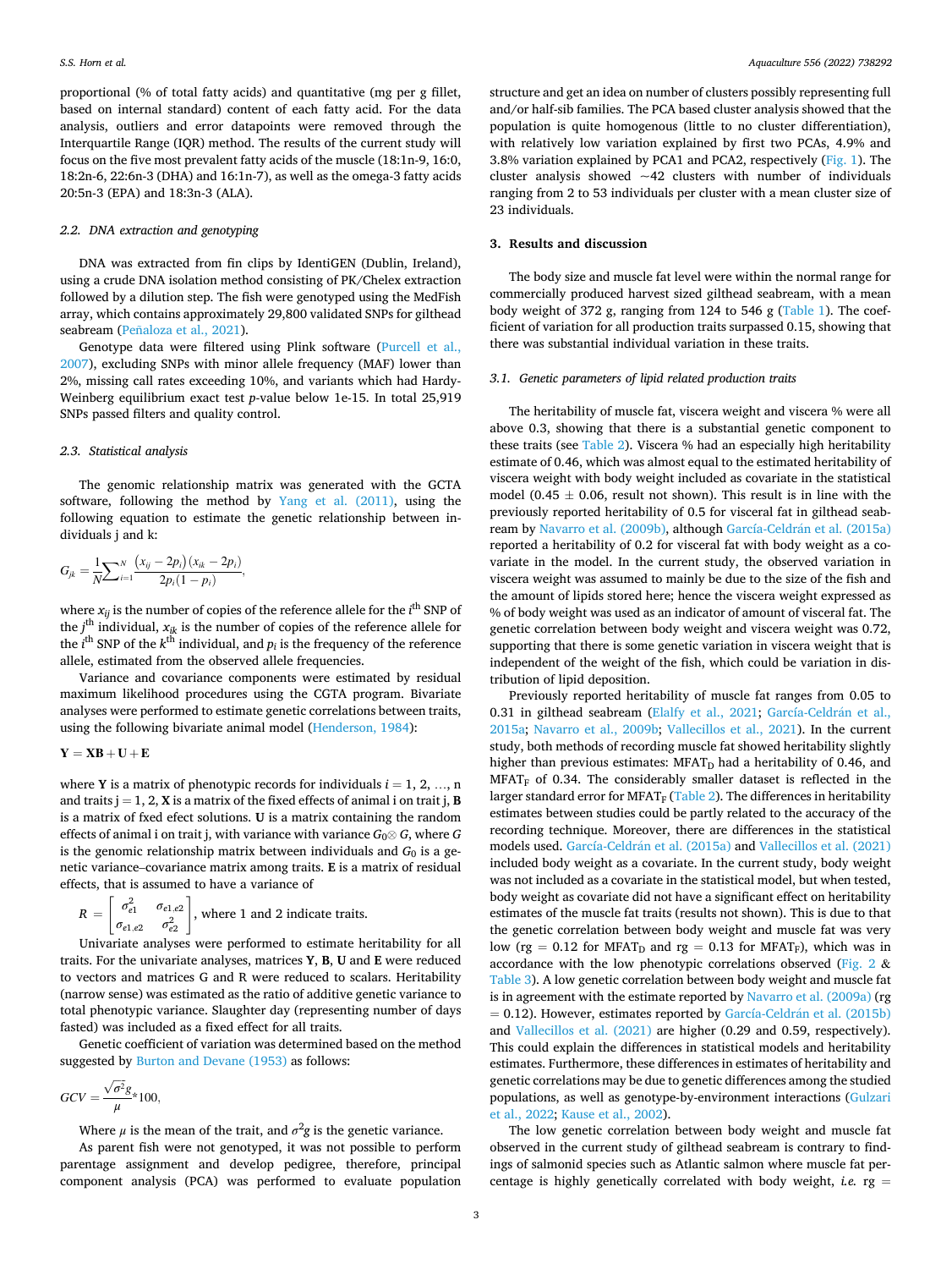proportional (% of total fatty acids) and quantitative (mg per g fillet, based on internal standard) content of each fatty acid. For the data analysis, outliers and error datapoints were removed through the Interquartile Range (IQR) method. The results of the current study will focus on the five most prevalent fatty acids of the muscle (18:1n-9, 16:0, 18:2n-6, 22:6n-3 (DHA) and 16:1n-7), as well as the omega-3 fatty acids 20:5n-3 (EPA) and 18:3n-3 (ALA).

### 2.2. DNA extraction and genotyping

DNA was extracted from fin clips by IdentiGEN (Dublin, Ireland), using a crude DNA isolation method consisting of PK/Chelex extraction followed by a dilution step. The fish were genotyped using the MedFish array, which contains approximately 29,800 validated SNPs for gilthead seabream (Peñaloza et al., 2021).

Genotype data were filtered using Plink software (Purcell et al., 2007), excluding SNPs with minor allele frequency (MAF) lower than 2%, missing call rates exceeding 10%, and variants which had Hardy-Weinberg equilibrium exact test *p*-value below 1e-15. In total 25,919 SNPs passed filters and quality control.

### 2.3. Statistical analysis

The genomic relationship matrix was generated with the GCTA software, following the method by Yang et al. (2011), using the following equation to estimate the genetic relationship between individuals j and k:

$$G_{jk} = \frac{1}{N}\sum_{i=1}^{N} \frac{(x_{ij} - 2p_i)(x_{ik} - 2p_i)}{2p_i(1 - p_i)},$$

where $x_{ij}$ is the number of copies of the reference allele for the $i^{th}$ SNP of the $j^{th}$ individual, $x_{ik}$ is the number of copies of the reference allele for the $i^{th}$ SNP of the $k^{th}$ individual, and $p_i$ is the frequency of the reference allele, estimated from the observed allele frequencies.

Variance and covariance components were estimated by residual maximum likelihood procedures using the CGTA program. Bivariate analyses were performed to estimate genetic correlations between traits, using the following bivariate animal model (Henderson, 1984):

$$\mathbf{Y} = \mathbf{XB} + \mathbf{U} + \mathbf{E}$$

where **Y** is a matrix of phenotypic records for individuals $i = 1, 2, \ldots, n$ and traits $j = 1, 2$, **X** is a matrix of the fixed effects of animal i on trait j, **B** is a matrix of fxed efect solutions. **U** is a matrix containing the random effects of animal i on trait j, with variance $G_0 \otimes G$, where $G$ is the genomic relationship matrix between individuals and $G_0$ is a genetic variance–covariance matrix among traits. **E** is a matrix of residual effects, that is assumed to have a variance of

$$R = \begin{bmatrix} \sigma^2_{e1} & \sigma_{e1,e2} \\ \sigma_{e1,e2} & \sigma^2_{e2} \end{bmatrix}, \text{ where 1 and 2 indicate traits.}$$

Univariate analyses were performed to estimate heritability for all traits. For the univariate analyses, matrices **Y**, **B**, **U** and **E** were reduced to vectors and matrices G and R were reduced to scalars. Heritability (narrow sense) was estimated as the ratio of additive genetic variance to total phenotypic variance. Slaughter day (representing number of days fasted) was included as a fixed effect for all traits.

Genetic coefficient of variation was determined based on the method suggested by Burton and Devane (1953) as follows:

$$GCV = \frac{\sqrt{\sigma^2 g}}{\mu} * 100,$$

Where $\mu$ is the mean of the trait, and $\sigma^2 g$ is the genetic variance.

As parent fish were not genotyped, it was not possible to perform parentage assignment and develop pedigree, therefore, principal component analysis (PCA) was performed to evaluate population structure and get an idea on number of clusters possibly representing full and/or half-sib families. The PCA based cluster analysis showed that the population is quite homogenous (little to no cluster differentiation), with relatively low variation explained by first two PCAs, 4.9% and 3.8% variation explained by PCA1 and PCA2, respectively (Fig. 1). The cluster analysis showed ~42 clusters with number of individuals ranging from 2 to 53 individuals per cluster with a mean cluster size of 23 individuals.

## 3. Results and discussion

The body size and muscle fat level were within the normal range for commercially produced harvest sized gilthead seabream, with a mean body weight of 372 g, ranging from 124 to 546 g (Table 1). The coefficient of variation for all production traits surpassed 0.15, showing that there was substantial individual variation in these traits.

### 3.1. Genetic parameters of lipid related production traits

The heritability of muscle fat, viscera weight and viscera % were all above 0.3, showing that there is a substantial genetic component to these traits (see Table 2). Viscera % had an especially high heritability estimate of 0.46, which was almost equal to the estimated heritability of viscera weight with body weight included as covariate in the statistical model (0.45 ± 0.06, result not shown). This result is in line with the previously reported heritability of 0.5 for visceral fat in gilthead seabream by Navarro et al. (2009b), although García-Celdrán et al. (2015a) reported a heritability of 0.2 for visceral fat with body weight as a covariate in the model. In the current study, the observed variation in viscera weight was assumed to mainly be due to the size of the fish and the amount of lipids stored here; hence the viscera weight expressed as % of body weight was used as an indicator of amount of visceral fat. The genetic correlation between body weight and viscera weight was 0.72, supporting that there is some genetic variation in viscera weight that is independent of the weight of the fish, which could be variation in distribution of lipid deposition.

Previously reported heritability of muscle fat ranges from 0.05 to 0.31 in gilthead seabream (Elalfy et al., 2021; García-Celdrán et al., 2015a; Navarro et al., 2009b; Vallecillos et al., 2021). In the current study, both methods of recording muscle fat showed heritability slightly higher than previous estimates: $MFAT_D$ had a heritability of 0.46, and $MFAT_F$ of 0.34. The considerably smaller dataset is reflected in the larger standard error for $MFAT_F$ (Table 2). The differences in heritability estimates between studies could be partly related to the accuracy of the recording technique. Moreover, there are differences in the statistical models used. García-Celdrán et al. (2015a) and Vallecillos et al. (2021) included body weight as a covariate. In the current study, body weight was not included as a covariate in the statistical model, but when tested, body weight as covariate did not have a significant effect on heritability estimates of the muscle fat traits (results not shown). This is due to that the genetic correlation between body weight and muscle fat was very low (rg = 0.12 for $MFAT_D$ and rg = 0.13 for $MFAT_F$), which was in accordance with the low phenotypic correlations observed (Fig. 2 & Table 3). A low genetic correlation between body weight and muscle fat is in agreement with the estimate reported by Navarro et al. (2009a) (rg = 0.12). However, estimates reported by García-Celdrán et al. (2015b) and Vallecillos et al. (2021) are higher (0.29 and 0.59, respectively). This could explain the differences in statistical models and heritability estimates. Furthermore, these differences in estimates of heritability and genetic correlations may be due to genetic differences among the studied populations, as well as genotype-by-environment interactions (Gulzari et al., 2022; Kause et al., 2002).

The low genetic correlation between body weight and muscle fat observed in the current study of gilthead seabream is contrary to findings of salmonid species such as Atlantic salmon where muscle fat percentage is highly genetically correlated with body weight, *i.e.* rg =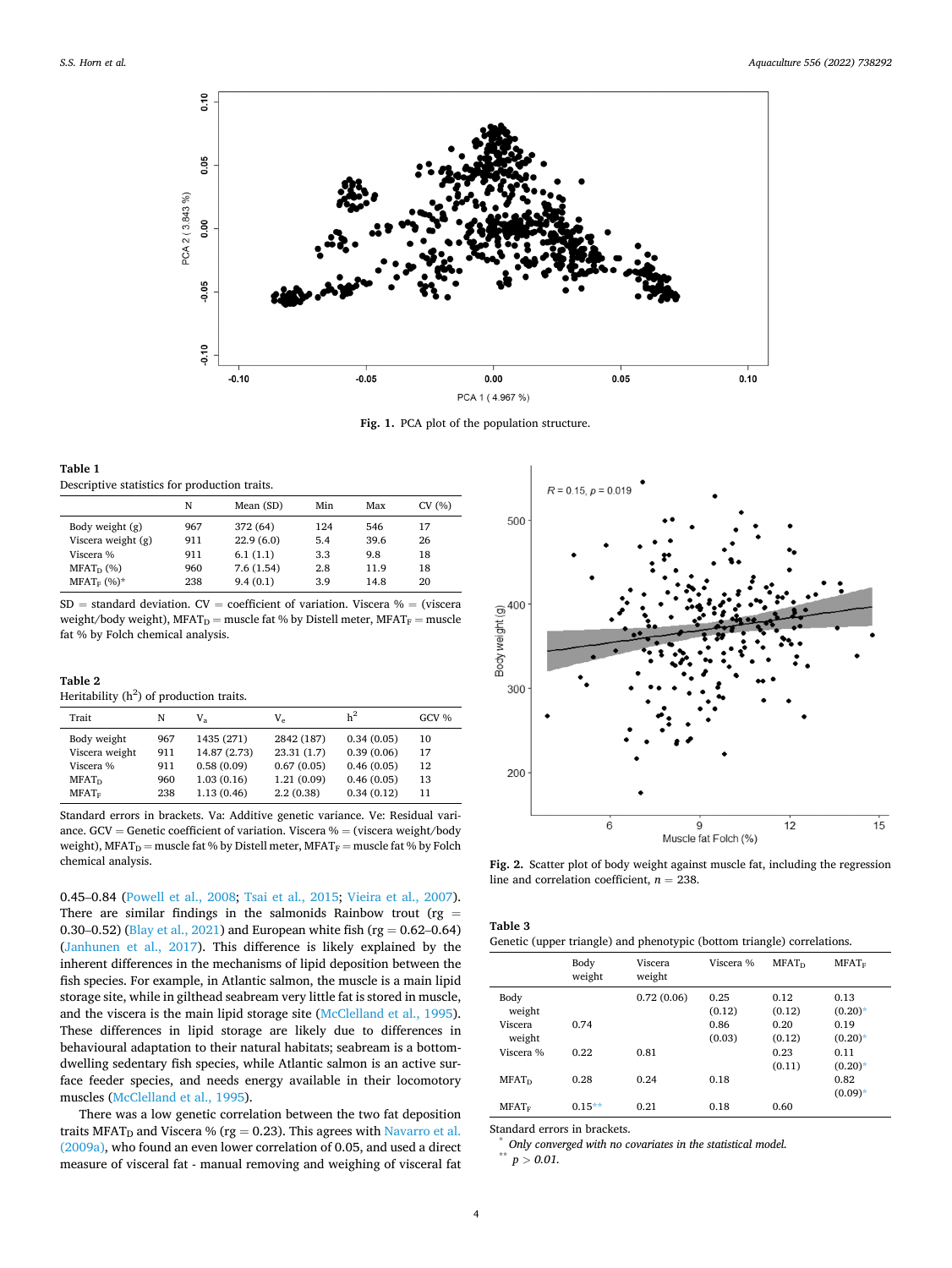Fig. 1. PCA plot of the population structure.

**Table 1**
Descriptive statistics for production traits.

| | N | Mean (SD) | Min | Max | CV (%) |
|---|---|---|---|---|---|
| Body weight (g) | 967 | 372 (64) | 124 | 546 | 17 |
| Viscera weight (g) | 911 | 22.9 (6.0) | 5.4 | 39.6 | 26 |
| Viscera % | 911 | 6.1 (1.1) | 3.3 | 9.8 | 18 |
| $MFAT_D$ (%) | 960 | 7.6 (1.54) | 2.8 | 11.9 | 18 |
| $MFAT_F$ (%)* | 238 | 9.4 (0.1) | 3.9 | 14.8 | 20 |

SD = standard deviation. CV = coefficient of variation. Viscera % = (viscera weight/body weight), $MFAT_D$ = muscle fat % by Distell meter, $MFAT_F$ = muscle fat % by Folch chemical analysis.

**Table 2**
Heritability ($h^2$) of production traits.

| Trait | N | $V_a$ | $V_e$ | $h^2$ | GCV % |
|---|---|---|---|---|---|
| Body weight | 967 | 1435 (271) | 2842 (187) | 0.34 (0.05) | 10 |
| Viscera weight | 911 | 14.87 (2.73) | 23.31 (1.7) | 0.39 (0.06) | 17 |
| Viscera % | 911 | 0.58 (0.09) | 0.67 (0.05) | 0.46 (0.05) | 12 |
| $MFAT_D$ | 960 | 1.03 (0.16) | 1.21 (0.09) | 0.46 (0.05) | 13 |
| $MFAT_F$ | 238 | 1.13 (0.46) | 2.2 (0.38) | 0.34 (0.12) | 11 |

Standard errors in brackets. Va: Additive genetic variance. Ve: Residual variance. GCV = Genetic coefficient of variation. Viscera % = (viscera weight/body weight), $MFAT_D$ = muscle fat % by Distell meter, $MFAT_F$ = muscle fat % by Folch chemical analysis.

0.45–0.84 (Powell et al., 2008; Tsai et al., 2015; Vieira et al., 2007). There are similar findings in the salmonids Rainbow trout (rg = 0.30–0.52) (Blay et al., 2021) and European white fish (rg = 0.62–0.64) (Janhunen et al., 2017). This difference is likely explained by the inherent differences in the mechanisms of lipid deposition between the fish species. For example, in Atlantic salmon, the muscle is a main lipid storage site, while in gilthead seabream very little fat is stored in muscle, and the viscera is the main lipid storage site (McClelland et al., 1995). These differences in lipid storage are likely due to differences in behavioural adaptation to their natural habitats; seabream is a bottom-dwelling sedentary fish species, while Atlantic salmon is an active surface feeder species, and needs energy available in their locomotory muscles (McClelland et al., 1995).

There was a low genetic correlation between the two fat deposition traits $MFAT_D$ and Viscera % (rg = 0.23). This agrees with Navarro et al. (2009a), who found an even lower correlation of 0.05, and used a direct measure of visceral fat - manual removing and weighing of visceral fat

Fig. 2. Scatter plot of body weight against muscle fat, including the regression line and correlation coefficient, $n = 238$.

**Table 3**
Genetic (upper triangle) and phenotypic (bottom triangle) correlations.

| | Body weight | Viscera weight | Viscera % | $MFAT_D$ | $MFAT_F$ |
|---|---|---|---|---|---|
| Body weight | | 0.72 (0.06) | 0.25 (0.12) | 0.12 (0.12) | 0.13 (0.20)* |
| Viscera weight | 0.74 | | 0.86 (0.03) | 0.20 (0.12) | 0.19 (0.20)* |
| Viscera % | 0.22 | 0.81 | | 0.23 (0.11) | 0.11 (0.20)* |
| $MFAT_D$ | 0.28 | 0.24 | 0.18 | | 0.82 (0.09)* |
| $MFAT_F$ | 0.15** | 0.21 | 0.18 | 0.60 | |

Standard errors in brackets.
\* *Only converged with no covariates in the statistical model.*
\*\* $p > 0.01$.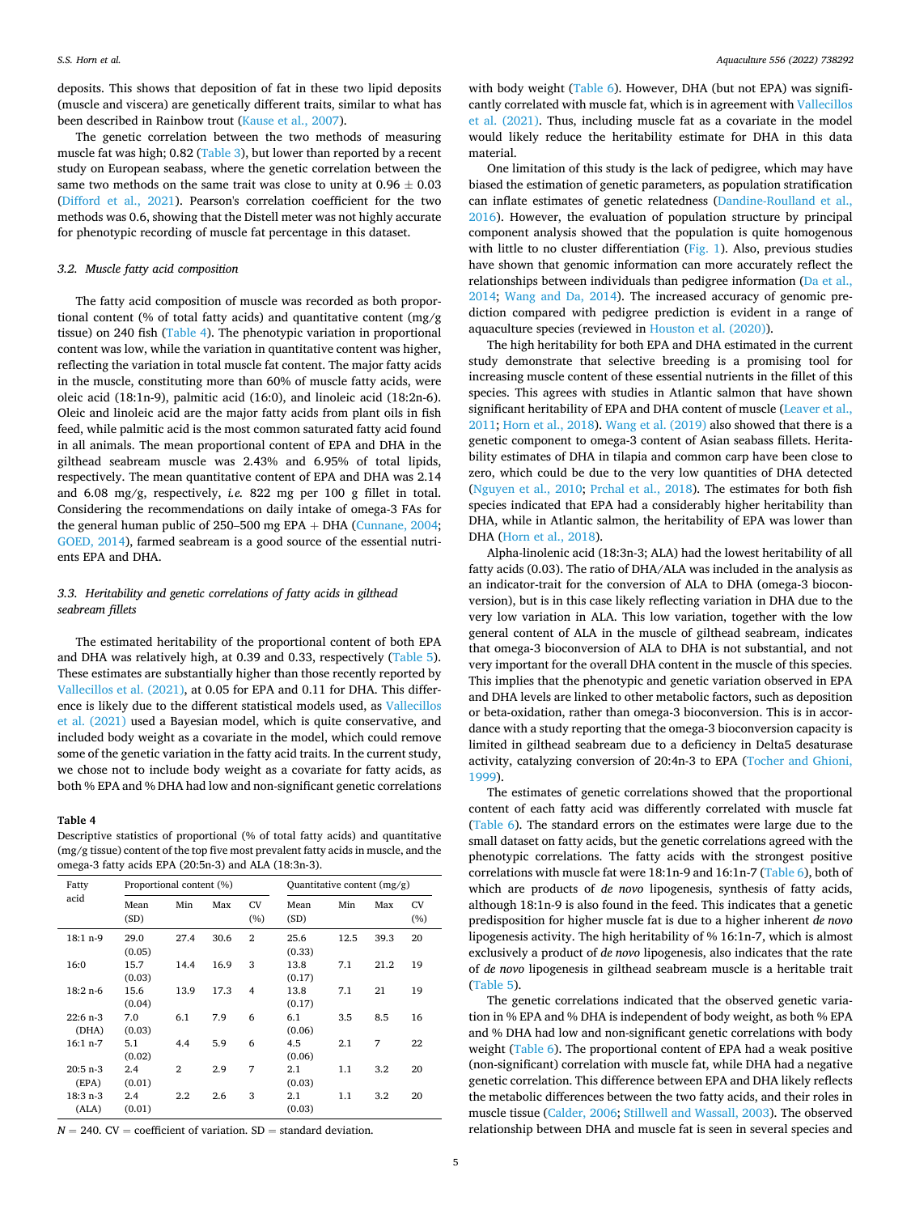deposits. This shows that deposition of fat in these two lipid deposits (muscle and viscera) are genetically different traits, similar to what has been described in Rainbow trout (Kause et al., 2007).

The genetic correlation between the two methods of measuring muscle fat was high; 0.82 (Table 3), but lower than reported by a recent study on European seabass, where the genetic correlation between the same two methods on the same trait was close to unity at $0.96 \pm 0.03$ (Difford et al., 2021). Pearson's correlation coefficient for the two methods was 0.6, showing that the Distell meter was not highly accurate for phenotypic recording of muscle fat percentage in this dataset.

### 3.2. Muscle fatty acid composition

The fatty acid composition of muscle was recorded as both proportional content (% of total fatty acids) and quantitative content (mg/g tissue) on 240 fish (Table 4). The phenotypic variation in proportional content was low, while the variation in quantitative content was higher, reflecting the variation in total muscle fat content. The major fatty acids in the muscle, constituting more than 60% of muscle fatty acids, were oleic acid (18:1n-9), palmitic acid (16:0), and linoleic acid (18:2n-6). Oleic and linoleic acid are the major fatty acids from plant oils in fish feed, while palmitic acid is the most common saturated fatty acid found in all animals. The mean proportional content of EPA and DHA in the gilthead seabream muscle was 2.43% and 6.95% of total lipids, respectively. The mean quantitative content of EPA and DHA was 2.14 and 6.08 mg/g, respectively, *i.e.* 822 mg per 100 g fillet in total. Considering the recommendations on daily intake of omega-3 FAs for the general human public of 250–500 mg EPA + DHA (Cunnane, 2004; GOED, 2014), farmed seabream is a good source of the essential nutrients EPA and DHA.

### 3.3. Heritability and genetic correlations of fatty acids in gilthead seabream fillets

The estimated heritability of the proportional content of both EPA and DHA was relatively high, at 0.39 and 0.33, respectively (Table 5). These estimates are substantially higher than those recently reported by Vallecillos et al. (2021), at 0.05 for EPA and 0.11 for DHA. This difference is likely due to the different statistical models used, as Vallecillos et al. (2021) used a Bayesian model, which is quite conservative, and included body weight as a covariate in the model, which could remove some of the genetic variation in the fatty acid traits. In the current study, we chose not to include body weight as a covariate for fatty acids, as both % EPA and % DHA had low and non-significant genetic correlations with body weight (Table 6). However, DHA (but not EPA) was significantly correlated with muscle fat, which is in agreement with Vallecillos et al. (2021). Thus, including muscle fat as a covariate in the model would likely reduce the heritability estimate for DHA in this data material.

**Table 4**
Descriptive statistics of proportional (% of total fatty acids) and quantitative (mg/g tissue) content of the top five most prevalent fatty acids in muscle, and the omega-3 fatty acids EPA (20:5n-3) and ALA (18:3n-3).

| Fatty acid | Proportional content (%) | | | | Quantitative content (mg/g) | | | |
|---|---|---|---|---|---|---|---|---|
| | Mean (SD) | Min | Max | CV (%) | Mean (SD) | Min | Max | CV (%) |
| 18:1 n-9 | 29.0 (0.05) | 27.4 | 30.6 | 2 | 25.6 (0.33) | 12.5 | 39.3 | 20 |
| 16:0 | 15.7 (0.03) | 14.4 | 16.9 | 3 | 13.8 (0.17) | 7.1 | 21.2 | 19 |
| 18:2 n-6 | 15.6 (0.04) | 13.9 | 17.3 | 4 | 13.8 (0.17) | 7.1 | 21 | 19 |
| 22:6 n-3 (DHA) | 7.0 (0.03) | 6.1 | 7.9 | 6 | 6.1 (0.06) | 3.5 | 8.5 | 16 |
| 16:1 n-7 | 5.1 (0.02) | 4.4 | 5.9 | 6 | 4.5 (0.06) | 2.1 | 7 | 22 |
| 20:5 n-3 (EPA) | 2.4 (0.01) | 2 | 2.9 | 7 | 2.1 (0.03) | 1.1 | 3.2 | 20 |
| 18:3 n-3 (ALA) | 2.4 (0.01) | 2.2 | 2.6 | 3 | 2.1 (0.03) | 1.1 | 3.2 | 20 |

$N = 240$. CV = coefficient of variation. SD = standard deviation.

One limitation of this study is the lack of pedigree, which may have biased the estimation of genetic parameters, as population stratification can inflate estimates of genetic relatedness (Dandine-Roulland et al., 2016). However, the evaluation of population structure by principal component analysis showed that the population is quite homogenous with little to no cluster differentiation (Fig. 1). Also, previous studies have shown that genomic information can more accurately reflect the relationships between individuals than pedigree information (Da et al., 2014; Wang and Da, 2014). The increased accuracy of genomic prediction compared with pedigree prediction is evident in a range of aquaculture species (reviewed in Houston et al. (2020)).

The high heritability for both EPA and DHA estimated in the current study demonstrate that selective breeding is a promising tool for increasing muscle content of these essential nutrients in the fillet of this species. This agrees with studies in Atlantic salmon that have shown significant heritability of EPA and DHA content of muscle (Leaver et al., 2011; Horn et al., 2018). Wang et al. (2019) also showed that there is a genetic component to omega-3 content of Asian seabass fillets. Heritability estimates of DHA in tilapia and common carp have been close to zero, which could be due to the very low quantities of DHA detected (Nguyen et al., 2010; Prchal et al., 2018). The estimates for both fish species indicated that EPA had a considerably higher heritability than DHA, while in Atlantic salmon, the heritability of EPA was lower than DHA (Horn et al., 2018).

Alpha-linolenic acid (18:3n-3; ALA) had the lowest heritability of all fatty acids (0.03). The ratio of DHA/ALA was included in the analysis as an indicator-trait for the conversion of ALA to DHA (omega-3 bioconversion), but is in this case likely reflecting variation in DHA due to the very low variation in ALA. This low variation, together with the low general content of ALA in the muscle of gilthead seabream, indicates that omega-3 bioconversion of ALA to DHA is not substantial, and not very important for the overall DHA content in the muscle of this species. This implies that the phenotypic and genetic variation observed in EPA and DHA levels are linked to other metabolic factors, such as deposition or beta-oxidation, rather than omega-3 bioconversion. This is in accordance with a study reporting that the omega-3 bioconversion capacity is limited in gilthead seabream due to a deficiency in Delta5 desaturase activity, catalyzing conversion of 20:4n-3 to EPA (Tocher and Ghioni, 1999).

The estimates of genetic correlations showed that the proportional content of each fatty acid was differently correlated with muscle fat (Table 6). The standard errors on the estimates were large due to the small dataset on fatty acids, but the genetic correlations agreed with the phenotypic correlations. The fatty acids with the strongest positive correlations with muscle fat were 18:1n-9 and 16:1n-7 (Table 6), both of which are products of *de novo* lipogenesis, synthesis of fatty acids, although 18:1n-9 is also found in the feed. This indicates that a genetic predisposition for higher muscle fat is due to a higher inherent *de novo* lipogenesis activity. The high heritability of % 16:1n-7, which is almost exclusively a product of *de novo* lipogenesis, also indicates that the rate of *de novo* lipogenesis in gilthead seabream muscle is a heritable trait (Table 5).

The genetic correlations indicated that the observed genetic variation in % EPA and % DHA is independent of body weight, as both % EPA and % DHA had low and non-significant genetic correlations with body weight (Table 6). The proportional content of EPA had a weak positive (non-significant) correlation with muscle fat, while DHA had a negative genetic correlation. This difference between EPA and DHA likely reflects the metabolic differences between the two fatty acids, and their roles in muscle tissue (Calder, 2006; Stillwell and Wassall, 2003). The observed relationship between DHA and muscle fat is seen in several species and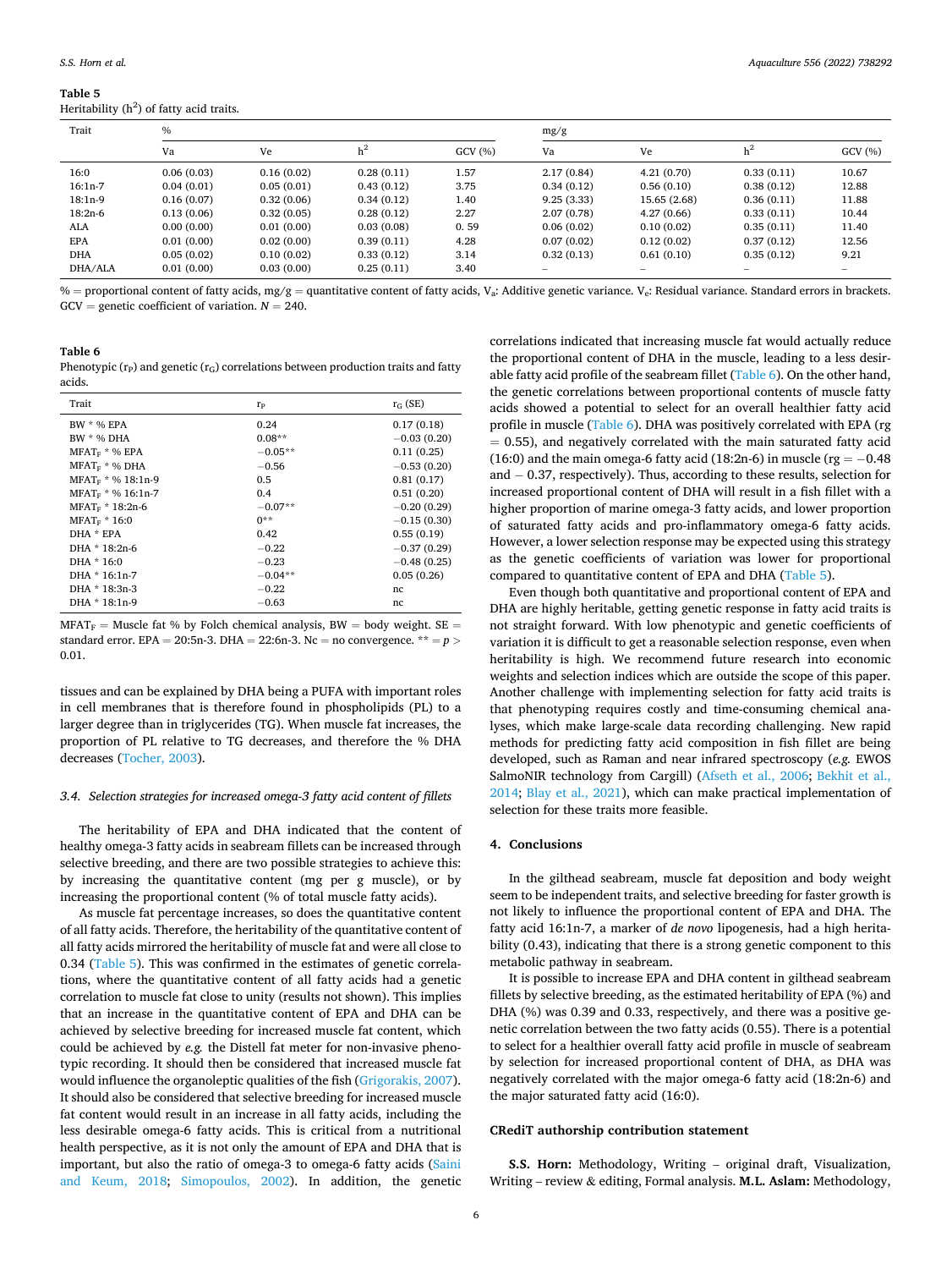**Table 5**
Heritability ($h^2$) of fatty acid traits.

| Trait | % | | | | mg/g | | | |
|---|---|---|---|---|---|---|---|---|
| | Va | Ve | $h^2$ | GCV (%) | Va | Ve | $h^2$ | GCV (%) |
| 16:0 | 0.06 (0.03) | 0.16 (0.02) | 0.28 (0.11) | 1.57 | 2.17 (0.84) | 4.21 (0.70) | 0.33 (0.11) | 10.67 |
| 16:1n-7 | 0.04 (0.01) | 0.05 (0.01) | 0.43 (0.12) | 3.75 | 0.34 (0.12) | 0.56 (0.10) | 0.38 (0.12) | 12.88 |
| 18:1n-9 | 0.16 (0.07) | 0.32 (0.06) | 0.34 (0.12) | 1.40 | 9.25 (3.33) | 15.65 (2.68) | 0.36 (0.11) | 11.88 |
| 18:2n-6 | 0.13 (0.06) | 0.32 (0.05) | 0.28 (0.12) | 2.27 | 2.07 (0.78) | 4.27 (0.66) | 0.33 (0.11) | 10.44 |
| ALA | 0.00 (0.00) | 0.01 (0.00) | 0.03 (0.08) | 0. 59 | 0.06 (0.02) | 0.10 (0.02) | 0.35 (0.11) | 11.40 |
| EPA | 0.01 (0.00) | 0.02 (0.00) | 0.39 (0.11) | 4.28 | 0.07 (0.02) | 0.12 (0.02) | 0.37 (0.12) | 12.56 |
| DHA | 0.05 (0.02) | 0.10 (0.02) | 0.33 (0.12) | 3.14 | 0.32 (0.13) | 0.61 (0.10) | 0.35 (0.12) | 9.21 |
| DHA/ALA | 0.01 (0.00) | 0.03 (0.00) | 0.25 (0.11) | 3.40 | – | – | – | – |

% = proportional content of fatty acids, mg/g = quantitative content of fatty acids, $V_a$: Additive genetic variance. $V_e$: Residual variance. Standard errors in brackets. GCV = genetic coefficient of variation. N = 240.

**Table 6**
Phenotypic ($r_P$) and genetic ($r_G$) correlations between production traits and fatty acids.

| Trait | $r_P$ | $r_G$ (SE) |
|---|---|---|
| BW * % EPA | 0.24 | 0.17 (0.18) |
| BW * % DHA | 0.08** | −0.03 (0.20) |
| $MFAT_F$ * % EPA | −0.05** | 0.11 (0.25) |
| $MFAT_F$ * % DHA | −0.56 | −0.53 (0.20) |
| $MFAT_F$ * % 18:1n-9 | 0.5 | 0.81 (0.17) |
| $MFAT_F$ * % 16:1n-7 | 0.4 | 0.51 (0.20) |
| $MFAT_F$ * 18:2n-6 | −0.07** | −0.20 (0.29) |
| $MFAT_F$ * 16:0 | 0** | −0.15 (0.30) |
| DHA * EPA | 0.42 | 0.55 (0.19) |
| DHA * 18:2n-6 | −0.22 | −0.37 (0.29) |
| DHA * 16:0 | −0.23 | −0.48 (0.25) |
| DHA * 16:1n-7 | −0.04** | 0.05 (0.26) |
| DHA * 18:3n-3 | −0.22 | nc |
| DHA * 18:1n-9 | −0.63 | nc |

$MFAT_F$ = Muscle fat % by Folch chemical analysis, BW = body weight. SE = standard error. EPA = 20:5n-3. DHA = 22:6n-3. Nc = no convergence. ** = $p >$ 0.01.

tissues and can be explained by DHA being a PUFA with important roles in cell membranes that is therefore found in phospholipids (PL) to a larger degree than in triglycerides (TG). When muscle fat increases, the proportion of PL relative to TG decreases, and therefore the % DHA decreases (Tocher, 2003).

### 3.4. Selection strategies for increased omega-3 fatty acid content of fillets

The heritability of EPA and DHA indicated that the content of healthy omega-3 fatty acids in seabream fillets can be increased through selective breeding, and there are two possible strategies to achieve this: by increasing the quantitative content (mg per g muscle), or by increasing the proportional content (% of total muscle fatty acids).

As muscle fat percentage increases, so does the quantitative content of all fatty acids. Therefore, the heritability of the quantitative content of all fatty acids mirrored the heritability of muscle fat and were all close to 0.34 (Table 5). This was confirmed in the estimates of genetic correlations, where the quantitative content of all fatty acids had a genetic correlation to muscle fat close to unity (results not shown). This implies that an increase in the quantitative content of EPA and DHA can be achieved by selective breeding for increased muscle fat content, which could be achieved by *e.g.* the Distell fat meter for non-invasive phenotypic recording. It should then be considered that increased muscle fat would influence the organoleptic qualities of the fish (Grigorakis, 2007). It should also be considered that selective breeding for increased muscle fat content would result in an increase in all fatty acids, including the less desirable omega-6 fatty acids. This is critical from a nutritional health perspective, as it is not only the amount of EPA and DHA that is important, but also the ratio of omega-3 to omega-6 fatty acids (Saini and Keum, 2018; Simopoulos, 2002). In addition, the genetic correlations indicated that increasing muscle fat would actually reduce the proportional content of DHA in the muscle, leading to a less desirable fatty acid profile of the seabream fillet (Table 6). On the other hand, the genetic correlations between proportional contents of muscle fatty acids showed a potential to select for an overall healthier fatty acid profile in muscle (Table 6). DHA was positively correlated with EPA (rg = 0.55), and negatively correlated with the main saturated fatty acid (16:0) and the main omega-6 fatty acid (18:2n-6) in muscle (rg = −0.48 and − 0.37, respectively). Thus, according to these results, selection for increased proportional content of DHA will result in a fish fillet with a higher proportion of marine omega-3 fatty acids, and lower proportion of saturated fatty acids and pro-inflammatory omega-6 fatty acids. However, a lower selection response may be expected using this strategy as the genetic coefficients of variation was lower for proportional compared to quantitative content of EPA and DHA (Table 5).

Even though both quantitative and proportional content of EPA and DHA are highly heritable, getting genetic response in fatty acid traits is not straight forward. With low phenotypic and genetic coefficients of variation it is difficult to get a reasonable selection response, even when heritability is high. We recommend future research into economic weights and selection indices which are outside the scope of this paper. Another challenge with implementing selection for fatty acid traits is that phenotyping requires costly and time-consuming chemical analyses, which make large-scale data recording challenging. New rapid methods for predicting fatty acid composition in fish fillet are being developed, such as Raman and near infrared spectroscopy (*e.g.* EWOS SalmoNIR technology from Cargill) (Afseth et al., 2006; Bekhit et al., 2014; Blay et al., 2021), which can make practical implementation of selection for these traits more feasible.

## 4. Conclusions

In the gilthead seabream, muscle fat deposition and body weight seem to be independent traits, and selective breeding for faster growth is not likely to influence the proportional content of EPA and DHA. The fatty acid 16:1n-7, a marker of *de novo* lipogenesis, had a high heritability (0.43), indicating that there is a strong genetic component to this metabolic pathway in seabream.

It is possible to increase EPA and DHA content in gilthead seabream fillets by selective breeding, as the estimated heritability of EPA (%) and DHA (%) was 0.39 and 0.33, respectively, and there was a positive genetic correlation between the two fatty acids (0.55). There is a potential to select for a healthier overall fatty acid profile in muscle of seabream by selection for increased proportional content of DHA, as DHA was negatively correlated with the major omega-6 fatty acid (18:2n-6) and the major saturated fatty acid (16:0).

## CRediT authorship contribution statement

**S.S. Horn:** Methodology, Writing – original draft, Visualization, Writing – review & editing, Formal analysis. **M.L. Aslam:** Methodology,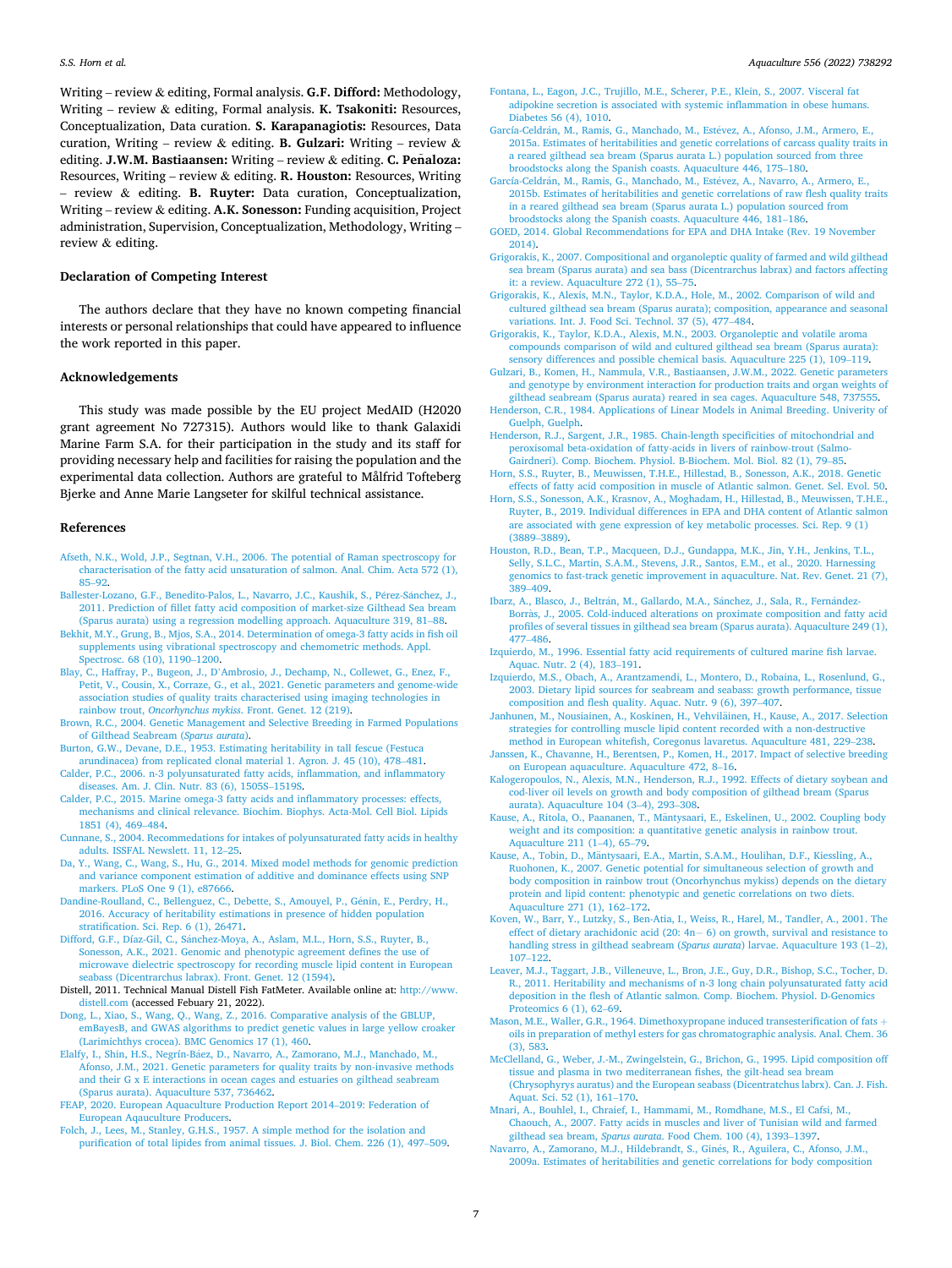Writing – review & editing, Formal analysis. **G.F. Difford:** Methodology, Writing – review & editing, Formal analysis. **K. Tsakoniti:** Resources, Conceptualization, Data curation. **S. Karapanagiotis:** Resources, Data curation, Writing – review & editing. **B. Gulzari:** Writing – review & editing. **J.W.M. Bastiaansen:** Writing – review & editing. **C. Peñaloza:** Resources, Writing – review & editing. **R. Houston:** Resources, Writing – review & editing. **B. Ruyter:** Data curation, Conceptualization, Writing – review & editing. **A.K. Sonesson:** Funding acquisition, Project administration, Supervision, Conceptualization, Methodology, Writing – review & editing.

## Declaration of Competing Interest

The authors declare that they have no known competing financial interests or personal relationships that could have appeared to influence the work reported in this paper.

## Acknowledgements

This study was made possible by the EU project MedAID (H2020 grant agreement No 727315). Authors would like to thank Galaxidi Marine Farm S.A. for their participation in the study and its staff for providing necessary help and facilities for raising the population and the experimental data collection. Authors are grateful to Målfrid Tofteberg Bjerke and Anne Marie Langseter for skilful technical assistance.

## References

Afseth, N.K., Wold, J.P., Segtnan, V.H., 2006. The potential of Raman spectroscopy for characterisation of the fatty acid unsaturation of salmon. Anal. Chim. Acta 572 (1), 85–92.

Ballester-Lozano, G.F., Benedito-Palos, L., Navarro, J.C., Kaushik, S., Pérez-Sánchez, J., 2011. Prediction of fillet fatty acid composition of market-size Gilthead Sea bream (Sparus aurata) using a regression modelling approach. Aquaculture 319, 81–88.

Bekhit, M.Y., Grung, B., Mjos, S.A., 2014. Determination of omega-3 fatty acids in fish oil supplements using vibrational spectroscopy and chemometric methods. Appl. Spectrosc. 68 (10), 1190–1200.

Blay, C., Haffray, P., Bugeon, J., D'Ambrosio, J., Dechamp, N., Collewet, G., Enez, F., Petit, V., Cousin, X., Corraze, G., et al., 2021. Genetic parameters and genome-wide association studies of quality traits characterised using imaging technologies in rainbow trout, *Oncorhynchus mykiss*. Front. Genet. 12 (219).

Brown, R.C., 2004. Genetic Management and Selective Breeding in Farmed Populations of Gilthead Seabream (*Sparus aurata*).

Burton, G.W., Devane, D.E., 1953. Estimating heritability in tall fescue (Festuca arundinacea) from replicated clonal material 1. Agron. J. 45 (10), 478–481.

Calder, P.C., 2006. n-3 polyunsaturated fatty acids, inflammation, and inflammatory diseases. Am. J. Clin. Nutr. 83 (6), 1505S–1519S.

Calder, P.C., 2015. Marine omega-3 fatty acids and inflammatory processes: effects, mechanisms and clinical relevance. Biochim. Biophys. Acta-Mol. Cell Biol. Lipids 1851 (4), 469–484.

Cunnane, S., 2004. Recommedations for intakes of polyunsaturated fatty acids in healthy adults. ISSFAL Newslett. 11, 12–25.

Da, Y., Wang, C., Wang, S., Hu, G., 2014. Mixed model methods for genomic prediction and variance component estimation of additive and dominance effects using SNP markers. PLoS One 9 (1), e87666.

Dandine-Roulland, C., Bellenguez, C., Debette, S., Amouyel, P., Génin, E., Perdry, H., 2016. Accuracy of heritability estimations in presence of hidden population stratification. Sci. Rep. 6 (1), 26471.

Difford, G.F., Díaz-Gil, C., Sánchez-Moya, A., Aslam, M.L., Horn, S.S., Ruyter, B., Sonesson, A.K., 2021. Genomic and phenotypic agreement defines the use of microwave dielectric spectroscopy for recording muscle lipid content in European seabass (Dicentrarchus labrax). Front. Genet. 12 (1594).

Distell, 2011. Technical Manual Distell Fish FatMeter. Available online at: http://www.distell.com (accessed Febuary 21, 2022).

Dong, L., Xiao, S., Wang, Q., Wang, Z., 2016. Comparative analysis of the GBLUP, emBayesB, and GWAS algorithms to predict genetic values in large yellow croaker (Larimichthys crocea). BMC Genomics 17 (1), 460.

Elalfy, I., Shin, H.S., Negrín-Báez, D., Navarro, A., Zamorano, M.J., Manchado, M., Afonso, J.M., 2021. Genetic parameters for quality traits by non-invasive methods and their G x E interactions in ocean cages and estuaries on gilthead seabream (Sparus aurata). Aquaculture 537, 736462.

FEAP, 2020. European Aquaculture Production Report 2014–2019: Federation of European Aqauculture Producers.

Folch, J., Lees, M., Stanley, G.H.S., 1957. A simple method for the isolation and purification of total lipides from animal tissues. J. Biol. Chem. 226 (1), 497–509.

Fontana, L., Eagon, J.C., Trujillo, M.E., Scherer, P.E., Klein, S., 2007. Visceral fat adipokine secretion is associated with systemic inflammation in obese humans. Diabetes 56 (4), 1010.

García-Celdrán, M., Ramis, G., Manchado, M., Estévez, A., Afonso, J.M., Armero, E., 2015a. Estimates of heritabilities and genetic correlations of carcass quality traits in a reared gilthead sea bream (Sparus aurata L.) population sourced from three broodstocks along the Spanish coasts. Aquaculture 446, 175–180.

García-Celdrán, M., Ramis, G., Manchado, M., Estévez, A., Navarro, A., Armero, E., 2015b. Estimates of heritabilities and genetic correlations of raw flesh quality traits in a reared gilthead sea bream (Sparus aurata L.) population sourced from broodstocks along the Spanish coasts. Aquaculture 446, 181–186.

GOED, 2014. Global Recommendations for EPA and DHA Intake (Rev. 19 November 2014).

Grigorakis, K., 2007. Compositional and organoleptic quality of farmed and wild gilthead sea bream (Sparus aurata) and sea bass (Dicentrarchus labrax) and factors affecting it: a review. Aquaculture 272 (1), 55–75.

Grigorakis, K., Alexis, M.N., Taylor, K.D.A., Hole, M., 2002. Comparison of wild and cultured gilthead sea bream (Sparus aurata); composition, appearance and seasonal variations. Int. J. Food Sci. Technol. 37 (5), 477–484.

Grigorakis, K., Taylor, K.D.A., Alexis, M.N., 2003. Organoleptic and volatile aroma compounds comparison of wild and cultured gilthead sea bream (Sparus aurata): sensory differences and possible chemical basis. Aquaculture 225 (1), 109–119.

Gulzari, B., Komen, H., Nammula, V.R., Bastiaansen, J.W.M., 2022. Genetic parameters and genotype by environment interaction for production traits and organ weights of gilthead seabream (Sparus aurata) reared in sea cages. Aquaculture 548, 737555.

Henderson, C.R., 1984. Applications of Linear Models in Animal Breeding. Univerity of Guelph, Guelph.

Henderson, R.J., Sargent, J.R., 1985. Chain-length specificities of mitochondrial and peroxisomal beta-oxidation of fatty-acids in livers of rainbow-trout (Salmo-Gairdneri). Comp. Biochem. Physiol. B-Biochem. Mol. Biol. 82 (1), 79–85.

Horn, S.S., Ruyter, B., Meuwissen, T.H.E., Hillestad, B., Sonesson, A.K., 2018. Genetic effects of fatty acid composition in muscle of Atlantic salmon. Genet. Sel. Evol. 50.

Horn, S.S., Sonesson, A.K., Krasnov, A., Moghadam, H., Hillestad, B., Meuwissen, T.H.E., Ruyter, B., 2019. Individual differences in EPA and DHA content of Atlantic salmon are associated with gene expression of key metabolic processes. Sci. Rep. 9 (1) (3889–3889).

Houston, R.D., Bean, T.P., Macqueen, D.J., Gundappa, M.K., Jin, Y.H., Jenkins, T.L., Selly, S.L.C., Martin, S.A.M., Stevens, J.R., Santos, E.M., et al., 2020. Harnessing genomics to fast-track genetic improvement in aquaculture. Nat. Rev. Genet. 21 (7), 389–409.

Ibarz, A., Blasco, J., Beltrán, M., Gallardo, M.A., Sánchez, J., Sala, R., Fernández-Borràs, J., 2005. Cold-induced alterations on proximate composition and fatty acid profiles of several tissues in gilthead sea bream (Sparus aurata). Aquaculture 249 (1), 477–486.

Izquierdo, M., 1996. Essential fatty acid requirements of cultured marine fish larvae. Aquac. Nutr. 2 (4), 183–191.

Izquierdo, M.S., Obach, A., Arantzamendi, L., Montero, D., Robaina, L., Rosenlund, G., 2003. Dietary lipid sources for seabream and seabass: growth performance, tissue composition and flesh quality. Aquac. Nutr. 9 (6), 397–407.

Janhunen, M., Nousiainen, A., Koskinen, H., Vehviläinen, H., Kause, A., 2017. Selection strategies for controlling muscle lipid content recorded with a non-destructive method in European whitefish, Coregonus lavaretus. Aquaculture 481, 229–238.

Janssen, K., Chavanne, H., Berentsen, P., Komen, H., 2017. Impact of selective breeding on European aquaculture. Aquaculture 472, 8–16.

Kalogeropoulos, N., Alexis, M.N., Henderson, R.J., 1992. Effects of dietary soybean and cod-liver oil levels on growth and body composition of gilthead bream (Sparus aurata). Aquaculture 104 (3–4), 293–308.

Kause, A., Ritola, O., Paananen, T., Mäntysaari, E., Eskelinen, U., 2002. Coupling body weight and its composition: a quantitative genetic analysis in rainbow trout. Aquaculture 211 (1–4), 65–79.

Kause, A., Tobin, D., Mäntysaari, E.A., Martin, S.A.M., Houlihan, D.F., Kiessling, A., Ruohonen, K., 2007. Genetic potential for simultaneous selection of growth and body composition in rainbow trout (Oncorhynchus mykiss) depends on the dietary protein and lipid content: phenotypic and genetic correlations on two diets. Aquaculture 271 (1), 162–172.

Koven, W., Barr, Y., Lutzky, S., Ben-Atia, I., Weiss, R., Harel, M., Tandler, A., 2001. The effect of dietary arachidonic acid (20: 4n− 6) on growth, survival and resistance to handling stress in gilthead seabream (*Sparus aurata*) larvae. Aquaculture 193 (1–2), 107–122.

Leaver, M.J., Taggart, J.B., Villeneuve, L., Bron, J.E., Guy, D.R., Bishop, S.C., Tocher, D.R., 2011. Heritability and mechanisms of n-3 long chain polyunsaturated fatty acid deposition in the flesh of Atlantic salmon. Comp. Biochem. Physiol. D-Genomics Proteomics 6 (1), 62–69.

Mason, M.E., Waller, G.R., 1964. Dimethoxypropane induced transesterification of fats + oils in preparation of methyl esters for gas chromatographic analysis. Anal. Chem. 36 (3), 583.

McClelland, G., Weber, J.-M., Zwingelstein, G., Brichon, G., 1995. Lipid composition off tissue and plasma in two mediterranean fishes, the gilt-head sea bream (Chrysophyrys auratus) and the European seabass (Dicentratchus labrx). Can. J. Fish. Aquat. Sci. 52 (1), 161–170.

Mnari, A., Bouhlel, I., Chraief, I., Hammami, M., Romdhane, M.S., El Cafsi, M., Chaouch, A., 2007. Fatty acids in muscles and liver of Tunisian wild and farmed gilthead sea bream, *Sparus aurata*. Food Chem. 100 (4), 1393–1397.

Navarro, A., Zamorano, M.J., Hildebrandt, S., Ginés, R., Aguilera, C., Afonso, J.M., 2009a. Estimates of heritabilities and genetic correlations for body composition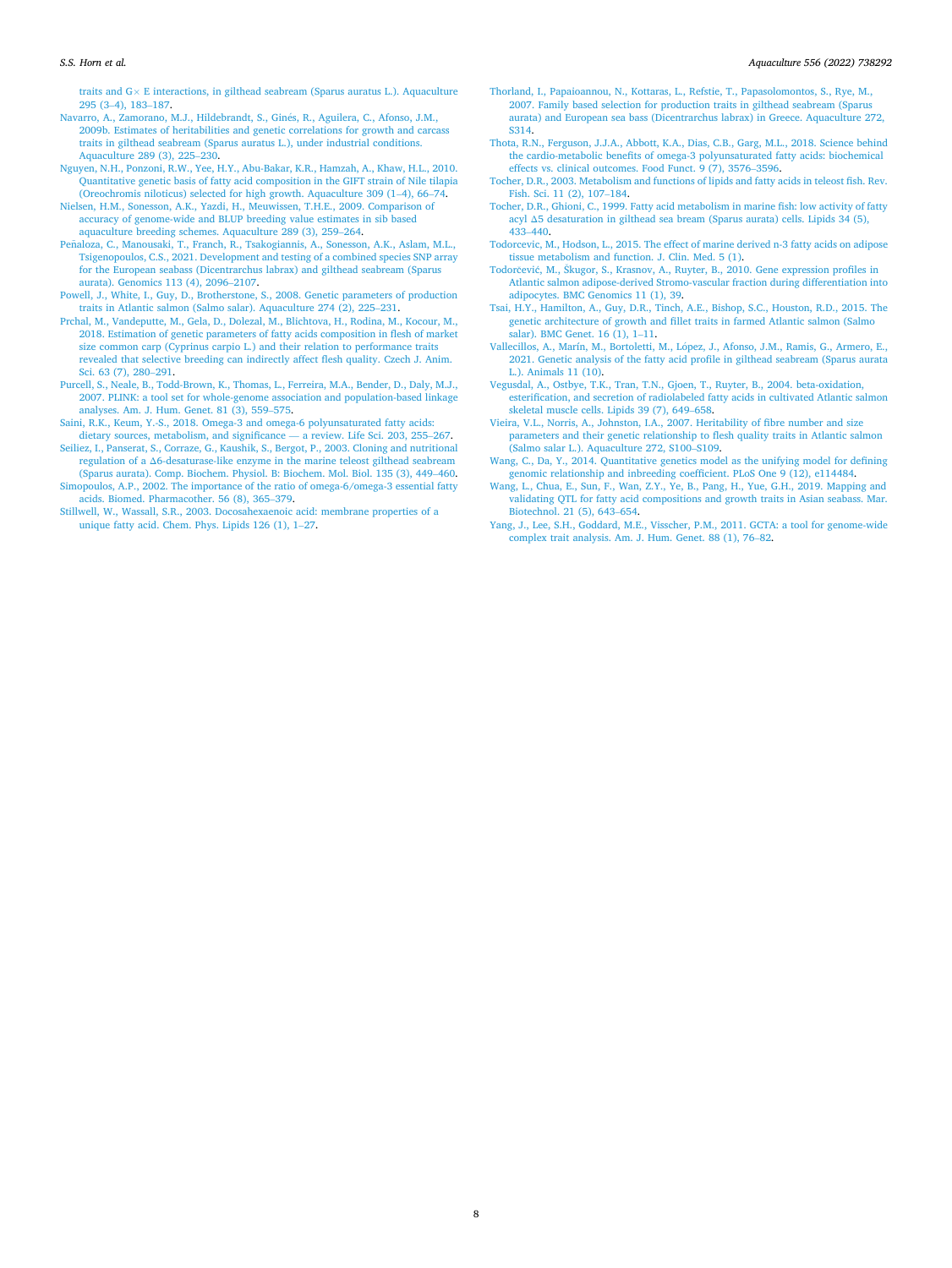traits and G× E interactions, in gilthead seabream (Sparus auratus L.). Aquaculture 295 (3–4), 183–187.

Navarro, A., Zamorano, M.J., Hildebrandt, S., Ginés, R., Aguilera, C., Afonso, J.M., 2009b. Estimates of heritabilities and genetic correlations for growth and carcass traits in gilthead seabream (Sparus auratus L.), under industrial conditions. Aquaculture 289 (3), 225–230.

Nguyen, N.H., Ponzoni, R.W., Yee, H.Y., Abu-Bakar, K.R., Hamzah, A., Khaw, H.L., 2010. Quantitative genetic basis of fatty acid composition in the GIFT strain of Nile tilapia (Oreochromis niloticus) selected for high growth. Aquaculture 309 (1–4), 66–74.

Nielsen, H.M., Sonesson, A.K., Yazdi, H., Meuwissen, T.H.E., 2009. Comparison of accuracy of genome-wide and BLUP breeding value estimates in sib based aquaculture breeding schemes. Aquaculture 289 (3), 259–264.

Peñaloza, C., Manousaki, T., Franch, R., Tsakogiannis, A., Sonesson, A.K., Aslam, M.L., Tsigenopoulos, C.S., 2021. Development and testing of a combined species SNP array for the European seabass (Dicentrarchus labrax) and gilthead seabream (Sparus aurata). Genomics 113 (4), 2096–2107.

Powell, J., White, I., Guy, D., Brotherstone, S., 2008. Genetic parameters of production traits in Atlantic salmon (Salmo salar). Aquaculture 274 (2), 225–231.

Prchal, M., Vandeputte, M., Gela, D., Dolezal, M., Blichtova, H., Rodina, M., Kocour, M., 2018. Estimation of genetic parameters of fatty acids composition in flesh of market size common carp (Cyprinus carpio L.) and their relation to performance traits revealed that selective breeding can indirectly affect flesh quality. Czech J. Anim. Sci. 63 (7), 280–291.

Purcell, S., Neale, B., Todd-Brown, K., Thomas, L., Ferreira, M.A., Bender, D., Daly, M.J., 2007. PLINK: a tool set for whole-genome association and population-based linkage analyses. Am. J. Hum. Genet. 81 (3), 559–575.

Saini, R.K., Keum, Y.-S., 2018. Omega-3 and omega-6 polyunsaturated fatty acids: dietary sources, metabolism, and significance — a review. Life Sci. 203, 255–267.

Seiliez, I., Panserat, S., Corraze, G., Kaushik, S., Bergot, P., 2003. Cloning and nutritional regulation of a Δ6-desaturase-like enzyme in the marine teleost gilthead seabream (Sparus aurata). Comp. Biochem. Physiol. B: Biochem. Mol. Biol. 135 (3), 449–460.

Simopoulos, A.P., 2002. The importance of the ratio of omega-6/omega-3 essential fatty acids. Biomed. Pharmacother. 56 (8), 365–379.

Stillwell, W., Wassall, S.R., 2003. Docosahexaenoic acid: membrane properties of a unique fatty acid. Chem. Phys. Lipids 126 (1), 1–27.

Thorland, I., Papaioannou, N., Kottaras, L., Refstie, T., Papasolomontos, S., Rye, M., 2007. Family based selection for production traits in gilthead seabream (Sparus aurata) and European sea bass (Dicentrarchus labrax) in Greece. Aquaculture 272, S314.

Thota, R.N., Ferguson, J.J.A., Abbott, K.A., Dias, C.B., Garg, M.L., 2018. Science behind the cardio-metabolic benefits of omega-3 polyunsaturated fatty acids: biochemical effects vs. clinical outcomes. Food Funct. 9 (7), 3576–3596.

Tocher, D.R., 2003. Metabolism and functions of lipids and fatty acids in teleost fish. Rev. Fish. Sci. 11 (2), 107–184.

Tocher, D.R., Ghioni, C., 1999. Fatty acid metabolism in marine fish: low activity of fatty acyl Δ5 desaturation in gilthead sea bream (Sparus aurata) cells. Lipids 34 (5), 433–440.

Todorcevic, M., Hodson, L., 2015. The effect of marine derived n-3 fatty acids on adipose tissue metabolism and function. J. Clin. Med. 5 (1).

Todorčević, M., Škugor, S., Krasnov, A., Ruyter, B., 2010. Gene expression profiles in Atlantic salmon adipose-derived Stromo-vascular fraction during differentiation into adipocytes. BMC Genomics 11 (1), 39.

Tsai, H.Y., Hamilton, A., Guy, D.R., Tinch, A.E., Bishop, S.C., Houston, R.D., 2015. The genetic architecture of growth and fillet traits in farmed Atlantic salmon (Salmo salar). BMC Genet. 16 (1), 1–11.

Vallecillos, A., Marín, M., Bortoletti, M., López, J., Afonso, J.M., Ramis, G., Armero, E., 2021. Genetic analysis of the fatty acid profile in gilthead seabream (Sparus aurata L.). Animals 11 (10).

Vegusdal, A., Ostbye, T.K., Tran, T.N., Gjoen, T., Ruyter, B., 2004. beta-oxidation, esterification, and secretion of radiolabeled fatty acids in cultivated Atlantic salmon skeletal muscle cells. Lipids 39 (7), 649–658.

Vieira, V.L., Norris, A., Johnston, I.A., 2007. Heritability of fibre number and size parameters and their genetic relationship to flesh quality traits in Atlantic salmon (Salmo salar L.). Aquaculture 272, S100–S109.

Wang, C., Da, Y., 2014. Quantitative genetics model as the unifying model for defining genomic relationship and inbreeding coefficient. PLoS One 9 (12), e114484.

Wang, L., Chua, E., Sun, F., Wan, Z.Y., Ye, B., Pang, H., Yue, G.H., 2019. Mapping and validating QTL for fatty acid compositions and growth traits in Asian seabass. Mar. Biotechnol. 21 (5), 643–654.

Yang, J., Lee, S.H., Goddard, M.E., Visscher, P.M., 2011. GCTA: a tool for genome-wide complex trait analysis. Am. J. Hum. Genet. 88 (1), 76–82.